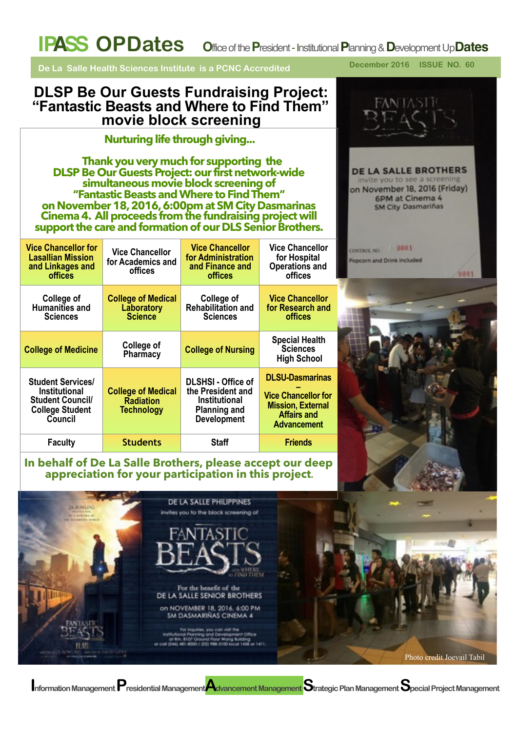# IPASS OPDates

**Office of the President - Institutional Planning & Development UpDates**

De La Salle Health Sciences Institute is a PCNC Accredited

December 2016 ISSUE NO. 60

## DLSP Be Our Guests Fundraising Project: "Fantastic Beasts and Where to Find Them" movie block screening

**Nurturing life through giving...**

**Thank you very much for supporting the DLSP Be Our Guests Project: our first network-wide simultaneous movie block screening of "Fantastic Beasts and Where to Find Them" on November 18, 2016, 6:00pm at SM City Dasmarinas Cinema 4. All proceeds from the fundraising project will support the care and formation of our DLS Senior Brothers.**

| | | | |
|---|---|---|---|
| Vice Chancellor for Lasallian Mission and Linkages and offices | Vice Chancellor for Academics and offices | Vice Chancellor for Administration and Finance and offices | Vice Chancellor for Hospital Operations and offices |
| College of Humanities and Sciences | College of Medical Laboratory Science | College of Rehabilitation and Sciences | Vice Chancellor for Research and offices |
| College of Medicine | College of Pharmacy | College of Nursing | Special Health Sciences High School |
| Student Services/ Institutional Student Council/ College Student Council | College of Medical Radiation Technology | DLSHSI - Office of the President and Institutional Planning and Development | DLSU-Dasmarinas – Vice Chancellor for Mission, External Affairs and Advancement |
| Faculty | Students | Staff | Friends |

**In behalf of De La Salle Brothers, please accept our deep appreciation for your participation in this project.**

DE LA SALLE BROTHERS invite you to see a screening on November 18, 2016 (Friday) 6PM at Cinema 4 SM City Dasmariñas

CONTROL NO. 0001

Popcorn and Drink included

DE LA SALLE PHILIPPINES invites you to the block screening of FANTASTIC BEASTS AND WHERE TO FIND THEM

For the benefit of the DE LA SALLE SENIOR BROTHERS

on NOVEMBER 18, 2016, 6:00 PM SM DASMARIÑAS CINEMA 4

For inquiries, you can visit the Institutional Planning and Development Office at Rm. 8107 Ground Floor Wong Building or call (046) 481-8000 / (02) 988-3100 local 1458 or 1411.

Photo credit Joevail Tabil

**I**nformation Management **P**residential Management **A**dvancement Management **S**trategic Plan Management **S**pecial Project Management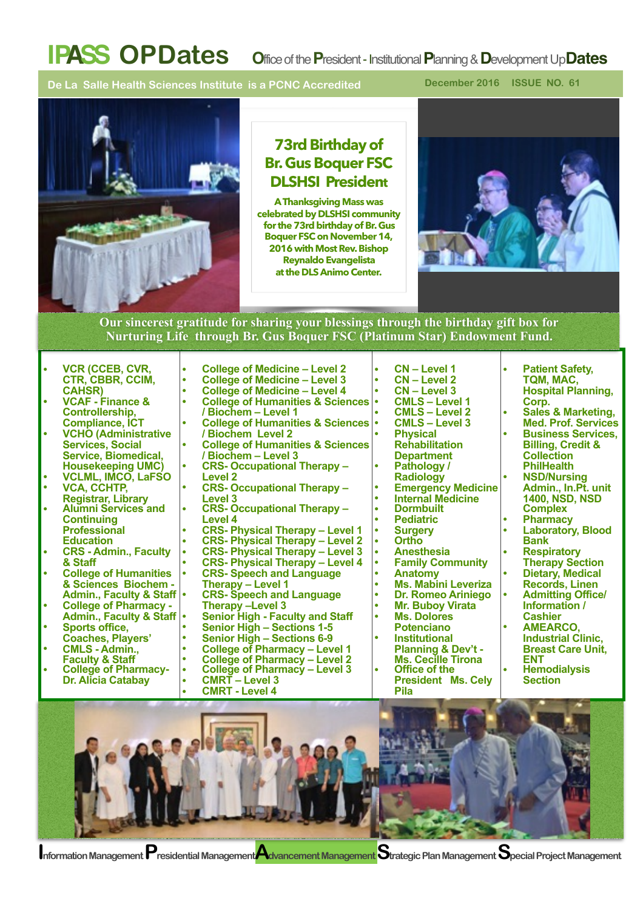# IPASS OPDates

**O**ffice of the **P**resident - Institutional **P**lanning & **D**evelopment Up**Dates**

De La Salle Health Sciences Institute is a PCNC Accredited

December 2016 ISSUE NO. 61

## 73rd Birthday of Br. Gus Boquer FSC DLSHSI President

**A Thanksgiving Mass was celebrated by DLSHSI community for the 73rd birthday of Br. Gus Boquer FSC on November 14, 2016 with Most Rev. Bishop Reynaldo Evangelista at the DLS Animo Center.**

**Our sincerest gratitude for sharing your blessings through the birthday gift box for Nurturing Life through Br. Gus Boquer FSC (Platinum Star) Endowment Fund.**

- VCR (CCEB, CVR, CTR, CBBR, CCIM, CAHSR)
- VCAF - Finance & Controllership, Compliance, ICT
- VCHO (Administrative Services, Social Service, Biomedical, Housekeeping UMC)
- VCLML, IMCO, LaFSO
- VCA, CCHTP, Registrar, Library
- Alumni Services and Continuing Professional Education
- CRS - Admin., Faculty & Staff
- College of Humanities & Sciences Biochem - Admin., Faculty & Staff
- College of Pharmacy - Admin., Faculty & Staff
- Sports office, Coaches, Players'
- CMLS - Admin., Faculty & Staff
- College of Pharmacy-Dr. Alicia Catabay
- College of Medicine – Level 2
- College of Medicine – Level 3
- College of Medicine – Level 4
- College of Humanities & Sciences / Biochem – Level 1
- College of Humanities & Sciences / Biochem Level 2
- College of Humanities & Sciences / Biochem – Level 3
- CRS- Occupational Therapy – Level 2
- CRS- Occupational Therapy – Level 3
- CRS- Occupational Therapy – Level 4
- CRS- Physical Therapy – Level 1
- CRS- Physical Therapy – Level 2
- CRS- Physical Therapy – Level 3
- CRS- Physical Therapy – Level 4
- CRS- Speech and Language Therapy – Level 1
- CRS- Speech and Language Therapy –Level 3
- Senior High - Faculty and Staff
- Senior High – Sections 1-5
- Senior High – Sections 6-9
- College of Pharmacy – Level 1
- College of Pharmacy – Level 2
- College of Pharmacy – Level 3
- CMRT – Level 3
- CMRT - Level 4
- CN – Level 1
- CN – Level 2
- CN – Level 3
- CMLS – Level 1
- CMLS – Level 2
- CMLS – Level 3
- Physical Rehabilitation Department
- Pathology / Radiology
- Emergency Medicine
- Internal Medicine
- Dormbuilt
- Pediatric
- Surgery
- Ortho
- Anesthesia
- Family Community
- Anatomy
- Ms. Mabini Leveriza
- Dr. Romeo Ariniego
- Mr. Buboy Virata
- Ms. Dolores Potenciano
- Institutional Planning & Dev't - Ms. Cecille Tirona
- Office of the President Ms. Cely Pila
- Patient Safety, TQM, MAC, Hospital Planning, Corp.
- Sales & Marketing, Med. Prof. Services
- Business Services, Billing, Credit & Collection PhilHealth
- NSD/Nursing Admin., In.Pt. unit 1400, NSD, NSD Complex
- Pharmacy
- Laboratory, Blood Bank
- Respiratory Therapy Section
- Dietary, Medical Records, Linen
- Admitting Office/ Information / Cashier
- AMEARCO, Industrial Clinic, Breast Care Unit, ENT
- Hemodialysis Section

**I**nformation Management **P**residential Management **A**dvancement Management **S**trategic Plan Management **S**pecial Project Management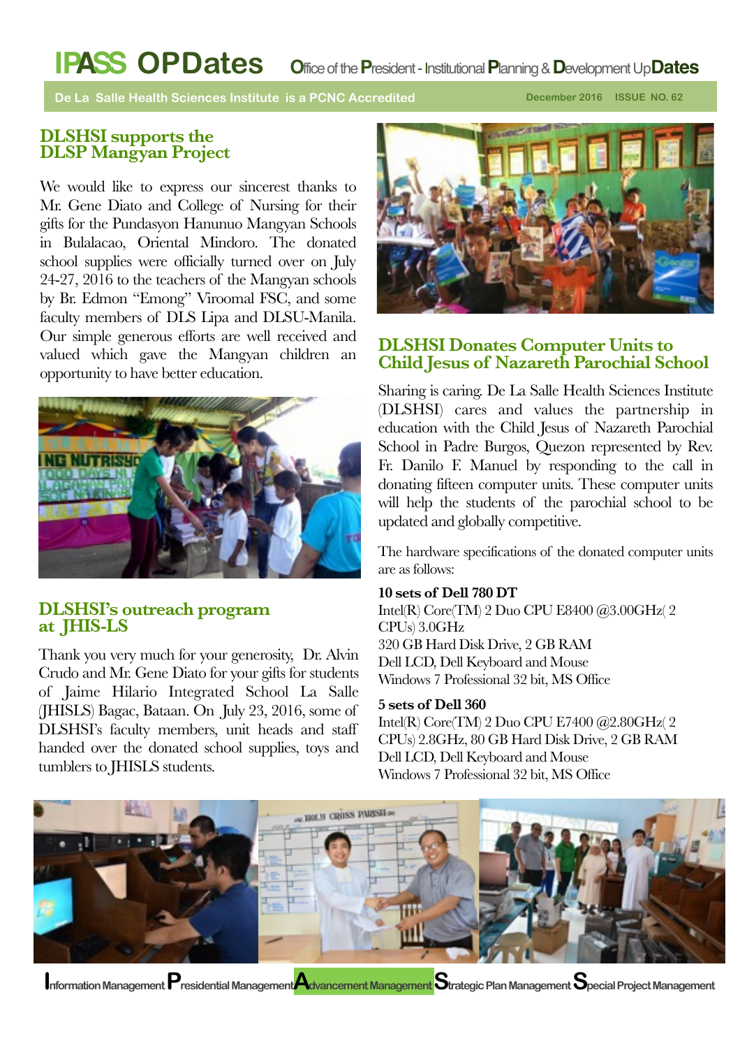# IPASS OPDates

**Office of the President - Institutional Planning & Development UpDates**

De La Salle Health Sciences Institute is a PCNC Accredited

December 2016 ISSUE NO. 62

## DLSHSI supports the DLSP Mangyan Project

We would like to express our sincerest thanks to Mr. Gene Diato and College of Nursing for their gifts for the Pundasyon Hanunuo Mangyan Schools in Bulalacao, Oriental Mindoro. The donated school supplies were officially turned over on July 24-27, 2016 to the teachers of the Mangyan schools by Br. Edmon "Emong" Viroomal FSC, and some faculty members of DLS Lipa and DLSU-Manila. Our simple generous efforts are well received and valued which gave the Mangyan children an opportunity to have better education.

## DLSHSI's outreach program at JHIS-LS

Thank you very much for your generosity, Dr. Alvin Crudo and Mr. Gene Diato for your gifts for students of Jaime Hilario Integrated School La Salle (JHISLS) Bagac, Bataan. On July 23, 2016, some of DLSHSI's faculty members, unit heads and staff handed over the donated school supplies, toys and tumblers to JHISLS students.

## DLSHSI Donates Computer Units to Child Jesus of Nazareth Parochial School

Sharing is caring. De La Salle Health Sciences Institute (DLSHSI) cares and values the partnership in education with the Child Jesus of Nazareth Parochial School in Padre Burgos, Quezon represented by Rev. Fr. Danilo F. Manuel by responding to the call in donating fifteen computer units. These computer units will help the students of the parochial school to be updated and globally competitive.

The hardware specifications of the donated computer units are as follows:

**10 sets of Dell 780 DT**
Intel(R) Core(TM) 2 Duo CPU E8400 @3.00GHz( 2 CPUs) 3.0GHz
320 GB Hard Disk Drive, 2 GB RAM
Dell LCD, Dell Keyboard and Mouse
Windows 7 Professional 32 bit, MS Office

**5 sets of Dell 360**
Intel(R) Core(TM) 2 Duo CPU E7400 @2.80GHz( 2 CPUs) 2.8GHz, 80 GB Hard Disk Drive, 2 GB RAM
Dell LCD, Dell Keyboard and Mouse
Windows 7 Professional 32 bit, MS Office

**I**nformation Management **P**residential Management **A**dvancement Management **S**trategic Plan Management **S**pecial Project Management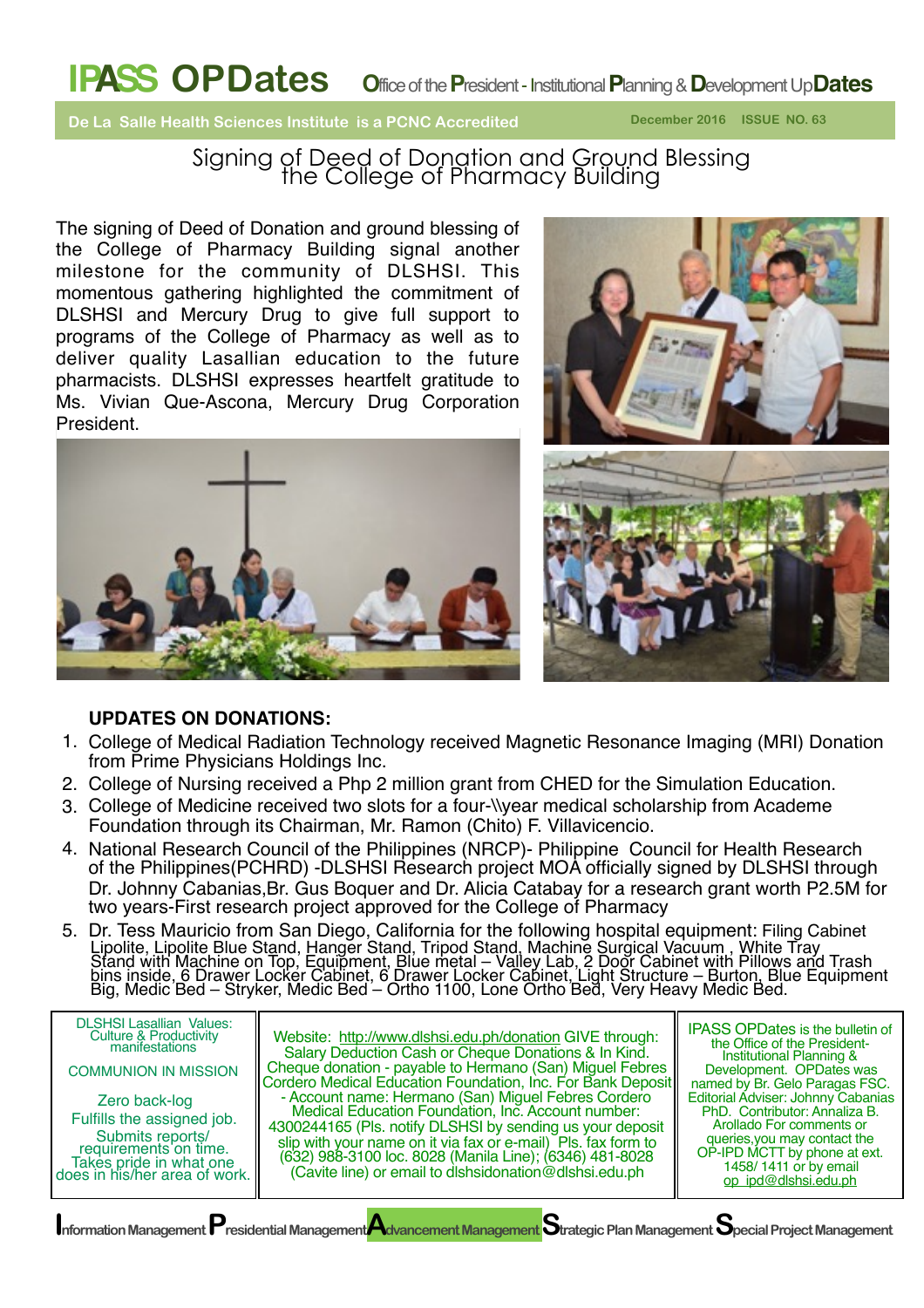# IPASS OPDates

**O**ffice of the **P**resident - Institutional **P**lanning & **D**evelopment Up**Dates**

De La Salle Health Sciences Institute is a PCNC Accredited

December 2016 ISSUE NO. 63

## Signing of Deed of Donation and Ground Blessing the College of Pharmacy Building

The signing of Deed of Donation and ground blessing of the College of Pharmacy Building signal another milestone for the community of DLSHSI. This momentous gathering highlighted the commitment of DLSHSI and Mercury Drug to give full support to programs of the College of Pharmacy as well as to deliver quality Lasallian education to the future pharmacists. DLSHSI expresses heartfelt gratitude to Ms. Vivian Que-Ascona, Mercury Drug Corporation President.

### UPDATES ON DONATIONS:

1. College of Medical Radiation Technology received Magnetic Resonance Imaging (MRI) Donation from Prime Physicians Holdings Inc.
2. College of Nursing received a Php 2 million grant from CHED for the Simulation Education.
3. College of Medicine received two slots for a four-\\year medical scholarship from Academe Foundation through its Chairman, Mr. Ramon (Chito) F. Villavicencio.
4. National Research Council of the Philippines (NRCP)- Philippine Council for Health Research of the Philippines(PCHRD) -DLSHSI Research project MOA officially signed by DLSHSI through Dr. Johnny Cabanias,Br. Gus Boquer and Dr. Alicia Catabay for a research grant worth P2.5M for two years-First research project approved for the College of Pharmacy
5. Dr. Tess Mauricio from San Diego, California for the following hospital equipment: Filing Cabinet Lipolite, Lipolite Blue Stand, Hanger Stand, Tripod Stand, Machine Surgical Vacuum , White Tray Stand with Machine on Top, Equipment, Blue metal – Valley Lab, 2 Door Cabinet with Pillows and Trash bins inside, 6 Drawer Locker Cabinet, 6 Drawer Locker Cabinet, Light Structure – Burton, Blue Equipment Big, Medic Bed – Stryker, Medic Bed – Ortho 1100, Lone Ortho Bed, Very Heavy Medic Bed.

DLSHSI Lasallian Values: Culture & Productivity manifestations

COMMUNION IN MISSION

Zero back-log
Fulfills the assigned job.
Submits reports/ requirements on time.
Takes pride in what one does in his/her area of work.

Website: http://www.dlshsi.edu.ph/donation GIVE through: Salary Deduction Cash or Cheque Donations & In Kind. Cheque donation - payable to Hermano (San) Miguel Febres Cordero Medical Education Foundation, Inc. For Bank Deposit - Account name: Hermano (San) Miguel Febres Cordero Medical Education Foundation, Inc. Account number: 4300244165 (Pls. notify DLSHSI by sending us your deposit slip with your name on it via fax or e-mail) Pls. fax form to (632) 988-3100 loc. 8028 (Manila Line); (6346) 481-8028 (Cavite line) or email to dlshsidonation@dlshsi.edu.ph

IPASS OPDates is the bulletin of the Office of the President-Institutional Planning & Development. OPDates was named by Br. Gelo Paragas FSC. Editorial Adviser: Johnny Cabanias PhD. Contributor: Annaliza B. Arollado For comments or queries,you may contact the OP-IPD MCTT by phone at ext. 1458/ 1411 or by email op_ipd@dlshsi.edu.ph

**I**nformation Management **P**residential Management **A**dvancement Management **S**trategic Plan Management **S**pecial Project Management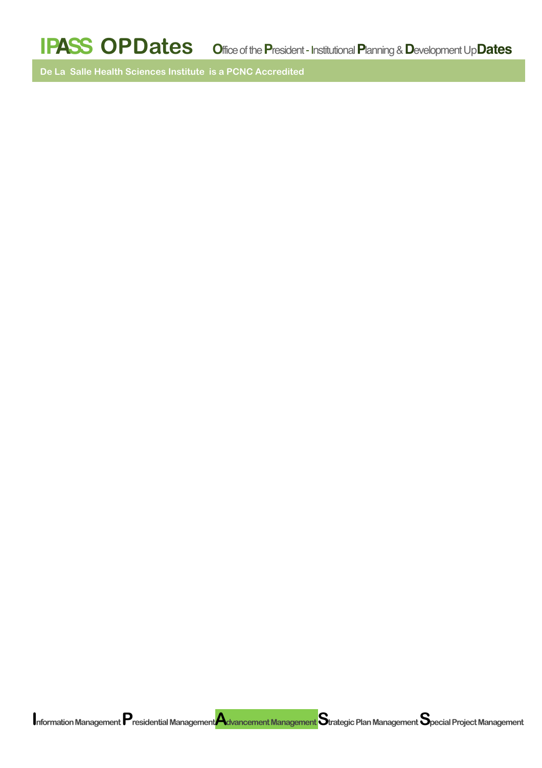**De La Salle Health Sciences Institute is a PCNC Accredited**